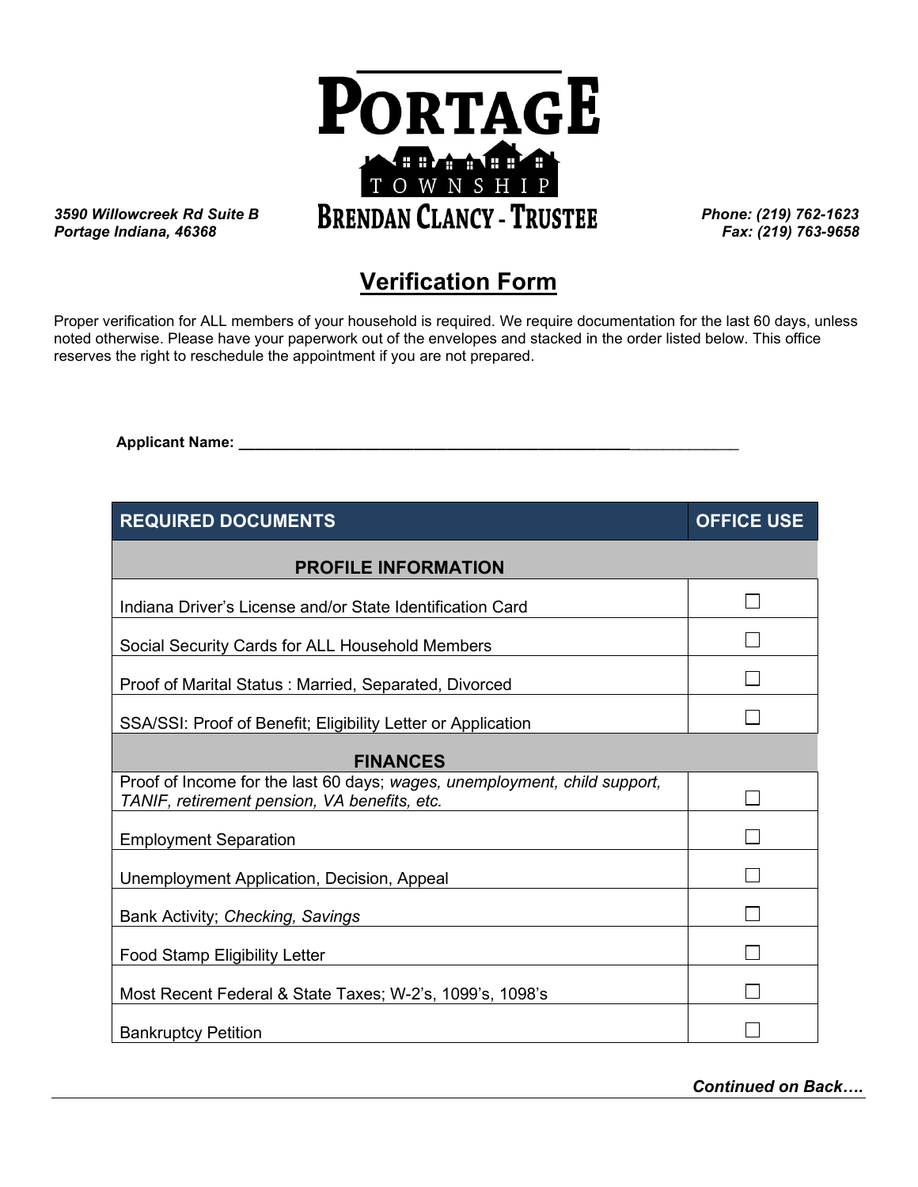# PORTAGE TOWNSHIP

**BRENDAN CLANCY - TRUSTEE**

*3590 Willowcreek Rd Suite B*
*Portage Indiana, 46368*

*Phone: (219) 762-1623*
*Fax: (219) 763-9658*

## Verification Form

Proper verification for ALL members of your household is required. We require documentation for the last 60 days, unless noted otherwise. Please have your paperwork out of the envelopes and stacked in the order listed below. This office reserves the right to reschedule the appointment if you are not prepared.

**Applicant Name: ________________________________________________________________**

| REQUIRED DOCUMENTS | OFFICE USE |
|---|---|
| **PROFILE INFORMATION** | |
| Indiana Driver's License and/or State Identification Card | ☐ |
| Social Security Cards for ALL Household Members | ☐ |
| Proof of Marital Status : Married, Separated, Divorced | ☐ |
| SSA/SSI: Proof of Benefit; Eligibility Letter or Application | ☐ |
| **FINANCES** | |
| Proof of Income for the last 60 days; *wages, unemployment, child support, TANIF, retirement pension, VA benefits, etc.* | ☐ |
| Employment Separation | ☐ |
| Unemployment Application, Decision, Appeal | ☐ |
| Bank Activity; *Checking, Savings* | ☐ |
| Food Stamp Eligibility Letter | ☐ |
| Most Recent Federal & State Taxes; W-2's, 1099's, 1098's | ☐ |
| Bankruptcy Petition | ☐ |

***Continued on Back….***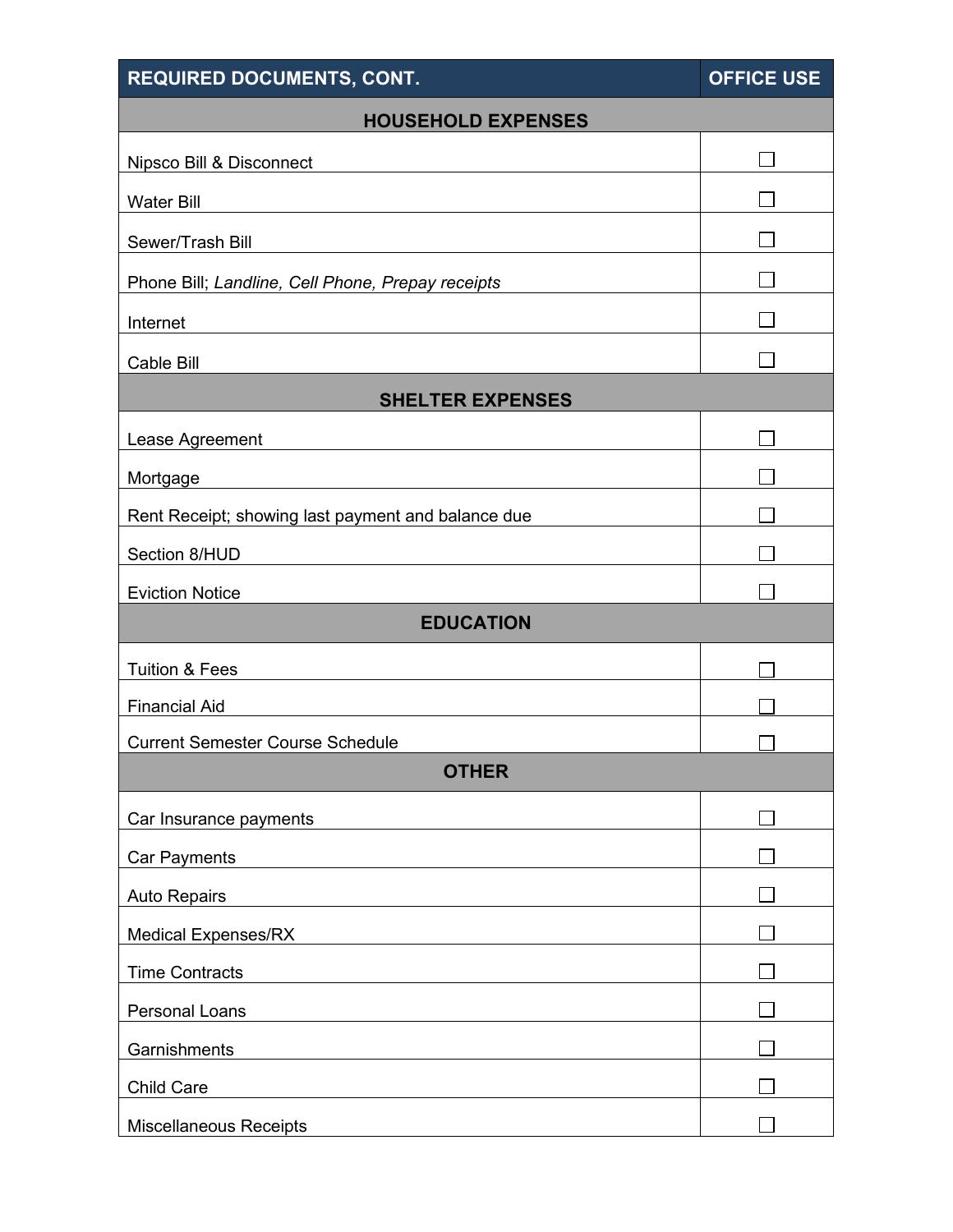| REQUIRED DOCUMENTS, CONT. | OFFICE USE |
| --- | --- |
| **HOUSEHOLD EXPENSES** | |
| Nipsco Bill & Disconnect | ☐ |
| Water Bill | ☐ |
| Sewer/Trash Bill | ☐ |
| Phone Bill; *Landline, Cell Phone, Prepay receipts* | ☐ |
| Internet | ☐ |
| Cable Bill | ☐ |
| **SHELTER EXPENSES** | |
| Lease Agreement | ☐ |
| Mortgage | ☐ |
| Rent Receipt; showing last payment and balance due | ☐ |
| Section 8/HUD | ☐ |
| Eviction Notice | ☐ |
| **EDUCATION** | |
| Tuition & Fees | ☐ |
| Financial Aid | ☐ |
| Current Semester Course Schedule | ☐ |
| **OTHER** | |
| Car Insurance payments | ☐ |
| Car Payments | ☐ |
| Auto Repairs | ☐ |
| Medical Expenses/RX | ☐ |
| Time Contracts | ☐ |
| Personal Loans | ☐ |
| Garnishments | ☐ |
| Child Care | ☐ |
| Miscellaneous Receipts | ☐ |